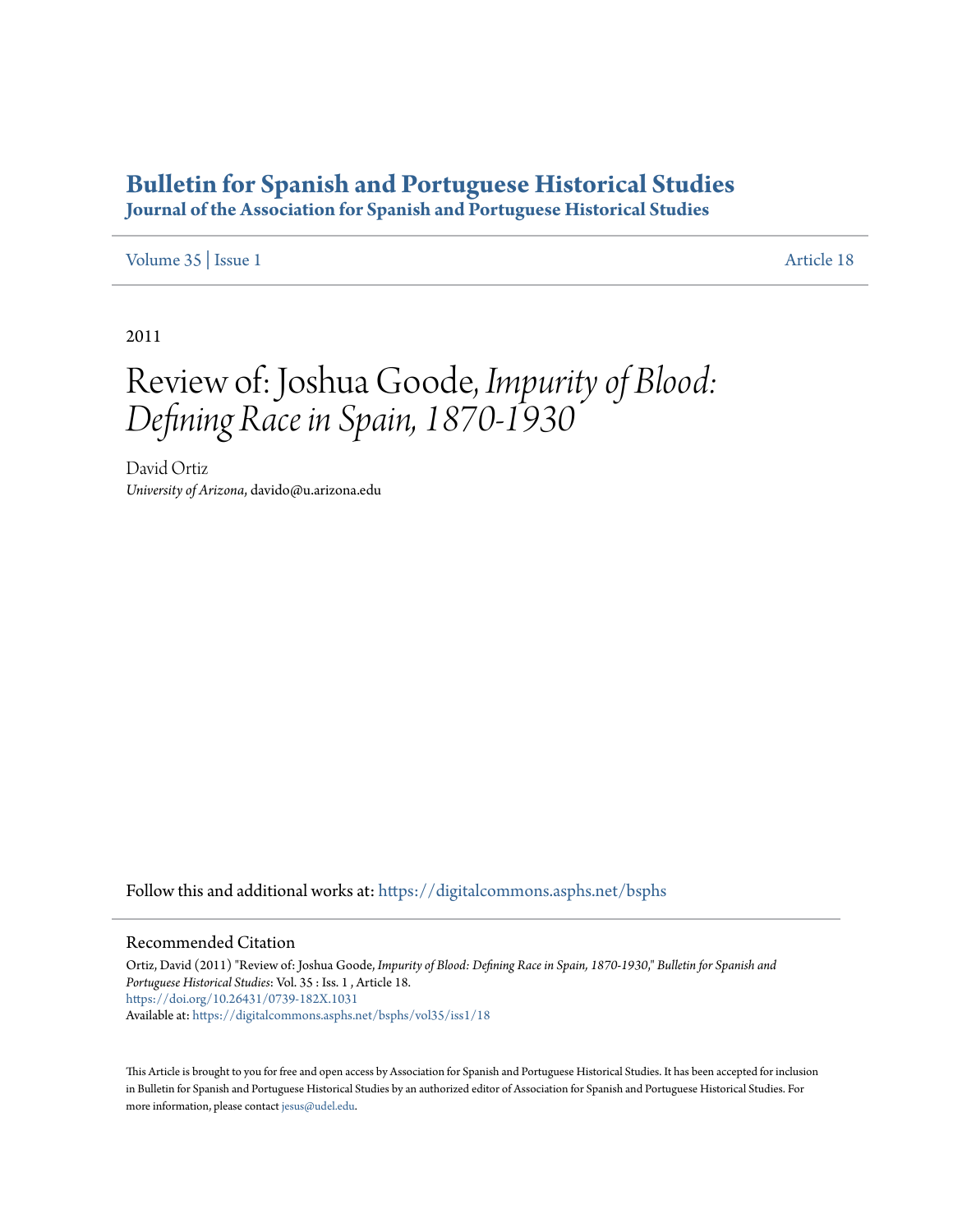# Bulletin for Spanish and Portuguese Historical Studies

## Journal of the Association for Spanish and Portuguese Historical Studies

Volume 35 | Issue 1 Article 18

2011

# Review of: Joshua Goode, *Impurity of Blood: Defining Race in Spain, 1870-1930*

David Ortiz
*University of Arizona*, davido@u.arizona.edu

Follow this and additional works at: https://digitalcommons.asphs.net/bsphs

## Recommended Citation

Ortiz, David (2011) "Review of: Joshua Goode, *Impurity of Blood: Defining Race in Spain, 1870-1930*," *Bulletin for Spanish and Portuguese Historical Studies*: Vol. 35 : Iss. 1 , Article 18.
https://doi.org/10.26431/0739-182X.1031
Available at: https://digitalcommons.asphs.net/bsphs/vol35/iss1/18

This Article is brought to you for free and open access by Association for Spanish and Portuguese Historical Studies. It has been accepted for inclusion in Bulletin for Spanish and Portuguese Historical Studies by an authorized editor of Association for Spanish and Portuguese Historical Studies. For more information, please contact jesus@udel.edu.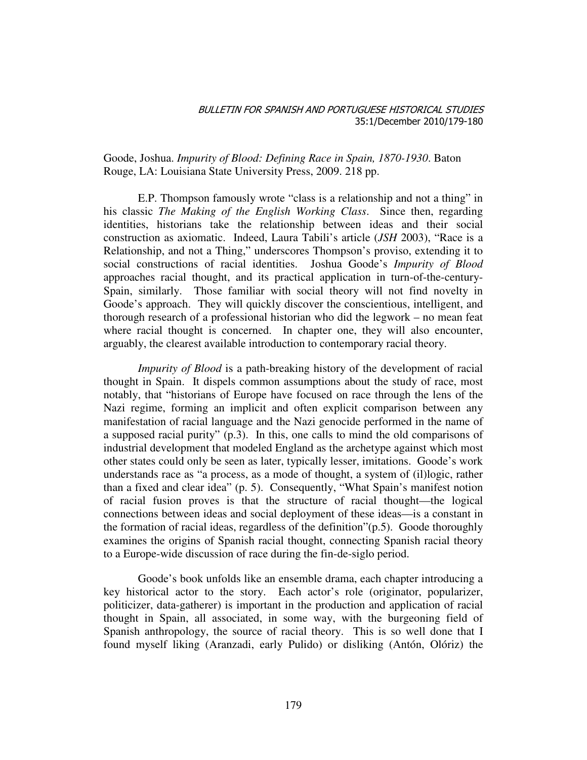Goode, Joshua. *Impurity of Blood: Defining Race in Spain, 1870-1930*. Baton Rouge, LA: Louisiana State University Press, 2009. 218 pp.

E.P. Thompson famously wrote "class is a relationship and not a thing" in his classic *The Making of the English Working Class*. Since then, regarding identities, historians take the relationship between ideas and their social construction as axiomatic. Indeed, Laura Tabili's article (*JSH* 2003), "Race is a Relationship, and not a Thing," underscores Thompson's proviso, extending it to social constructions of racial identities. Joshua Goode's *Impurity of Blood* approaches racial thought, and its practical application in turn-of-the-century-Spain, similarly. Those familiar with social theory will not find novelty in Goode's approach. They will quickly discover the conscientious, intelligent, and thorough research of a professional historian who did the legwork – no mean feat where racial thought is concerned. In chapter one, they will also encounter, arguably, the clearest available introduction to contemporary racial theory.

*Impurity of Blood* is a path-breaking history of the development of racial thought in Spain. It dispels common assumptions about the study of race, most notably, that "historians of Europe have focused on race through the lens of the Nazi regime, forming an implicit and often explicit comparison between any manifestation of racial language and the Nazi genocide performed in the name of a supposed racial purity" (p.3). In this, one calls to mind the old comparisons of industrial development that modeled England as the archetype against which most other states could only be seen as later, typically lesser, imitations. Goode's work understands race as "a process, as a mode of thought, a system of (il)logic, rather than a fixed and clear idea" (p. 5). Consequently, "What Spain's manifest notion of racial fusion proves is that the structure of racial thought—the logical connections between ideas and social deployment of these ideas—is a constant in the formation of racial ideas, regardless of the definition"(p.5). Goode thoroughly examines the origins of Spanish racial thought, connecting Spanish racial theory to a Europe-wide discussion of race during the fin-de-siglo period.

Goode's book unfolds like an ensemble drama, each chapter introducing a key historical actor to the story. Each actor's role (originator, popularizer, politicizer, data-gatherer) is important in the production and application of racial thought in Spain, all associated, in some way, with the burgeoning field of Spanish anthropology, the source of racial theory. This is so well done that I found myself liking (Aranzadi, early Pulido) or disliking (Antón, Olóriz) the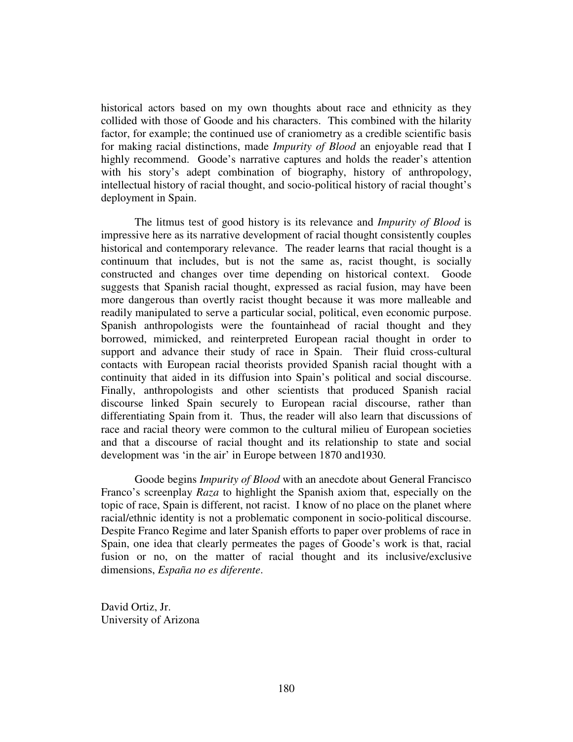historical actors based on my own thoughts about race and ethnicity as they collided with those of Goode and his characters. This combined with the hilarity factor, for example; the continued use of craniometry as a credible scientific basis for making racial distinctions, made *Impurity of Blood* an enjoyable read that I highly recommend. Goode's narrative captures and holds the reader's attention with his story's adept combination of biography, history of anthropology, intellectual history of racial thought, and socio-political history of racial thought's deployment in Spain.

The litmus test of good history is its relevance and *Impurity of Blood* is impressive here as its narrative development of racial thought consistently couples historical and contemporary relevance. The reader learns that racial thought is a continuum that includes, but is not the same as, racist thought, is socially constructed and changes over time depending on historical context. Goode suggests that Spanish racial thought, expressed as racial fusion, may have been more dangerous than overtly racist thought because it was more malleable and readily manipulated to serve a particular social, political, even economic purpose. Spanish anthropologists were the fountainhead of racial thought and they borrowed, mimicked, and reinterpreted European racial thought in order to support and advance their study of race in Spain. Their fluid cross-cultural contacts with European racial theorists provided Spanish racial thought with a continuity that aided in its diffusion into Spain's political and social discourse. Finally, anthropologists and other scientists that produced Spanish racial discourse linked Spain securely to European racial discourse, rather than differentiating Spain from it. Thus, the reader will also learn that discussions of race and racial theory were common to the cultural milieu of European societies and that a discourse of racial thought and its relationship to state and social development was 'in the air' in Europe between 1870 and1930.

Goode begins *Impurity of Blood* with an anecdote about General Francisco Franco's screenplay *Raza* to highlight the Spanish axiom that, especially on the topic of race, Spain is different, not racist. I know of no place on the planet where racial/ethnic identity is not a problematic component in socio-political discourse. Despite Franco Regime and later Spanish efforts to paper over problems of race in Spain, one idea that clearly permeates the pages of Goode's work is that, racial fusion or no, on the matter of racial thought and its inclusive/exclusive dimensions, *España no es diferente*.

David Ortiz, Jr.
University of Arizona